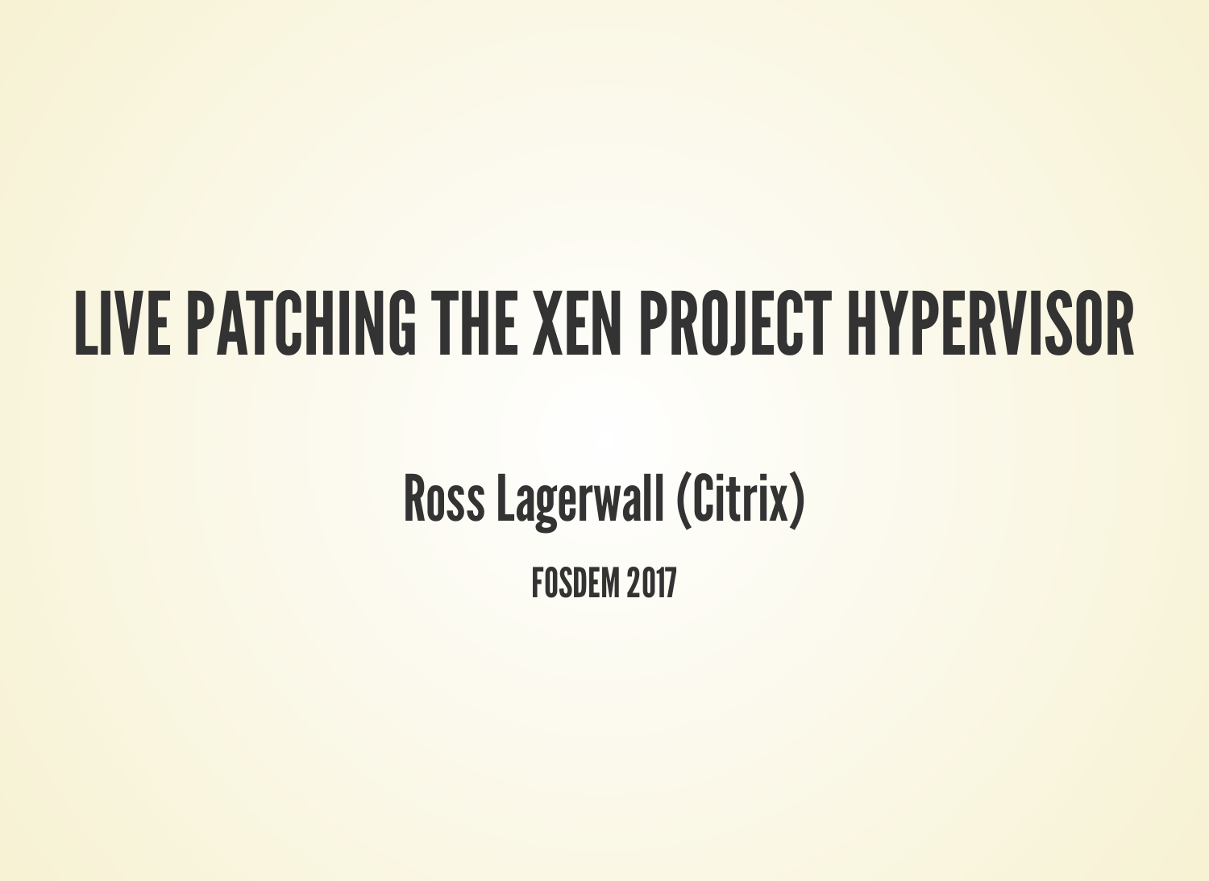# LIVE PATCHING THE XEN PROJECT HYPERVISOR

## Ross Lagerwall (Citrix)

### FOSDEM 2017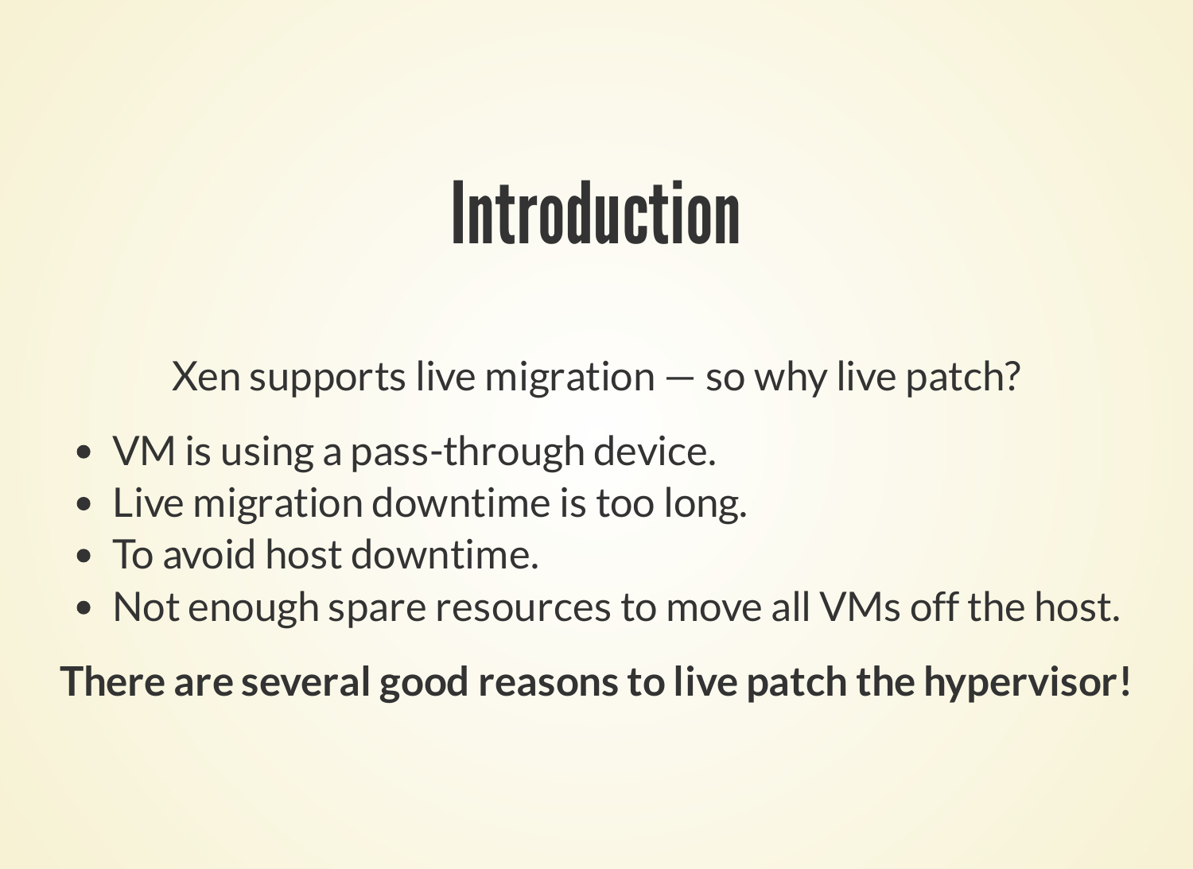# Introduction

Xen supports live migration — so why live patch?

- VM is using a pass-through device.
- Live migration downtime is too long.
- To avoid host downtime.
- Not enough spare resources to move all VMs off the host.

**There are several good reasons to live patch the hypervisor!**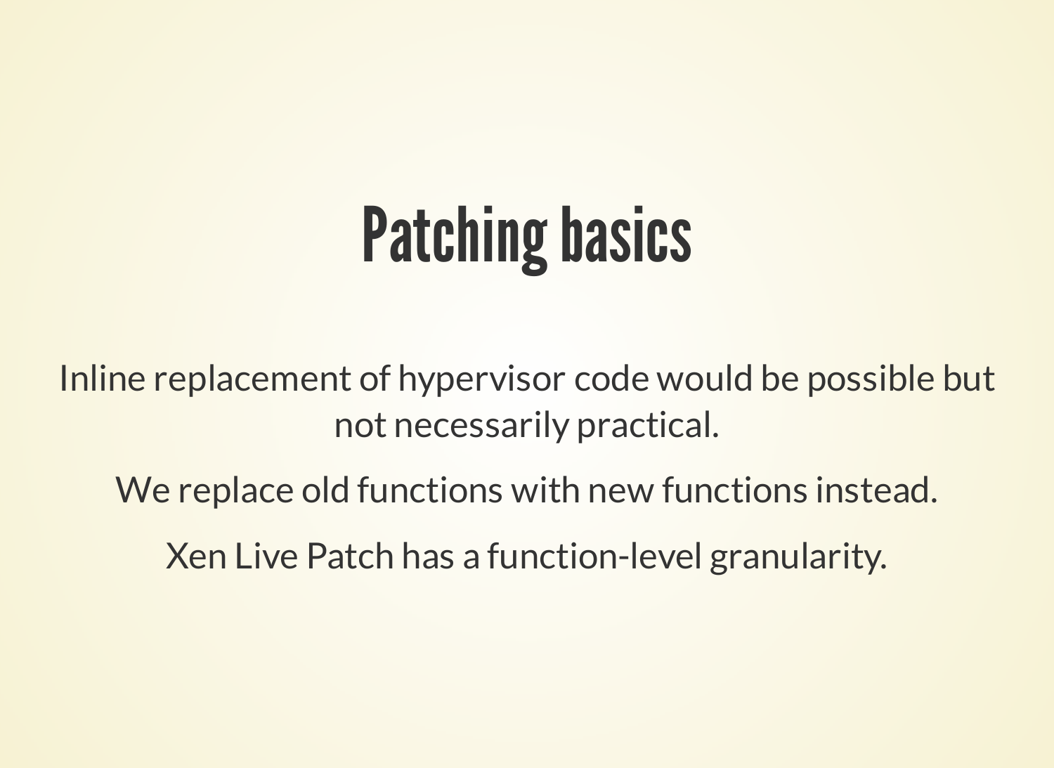# Patching basics

Inline replacement of hypervisor code would be possible but not necessarily practical.

We replace old functions with new functions instead.

Xen Live Patch has a function-level granularity.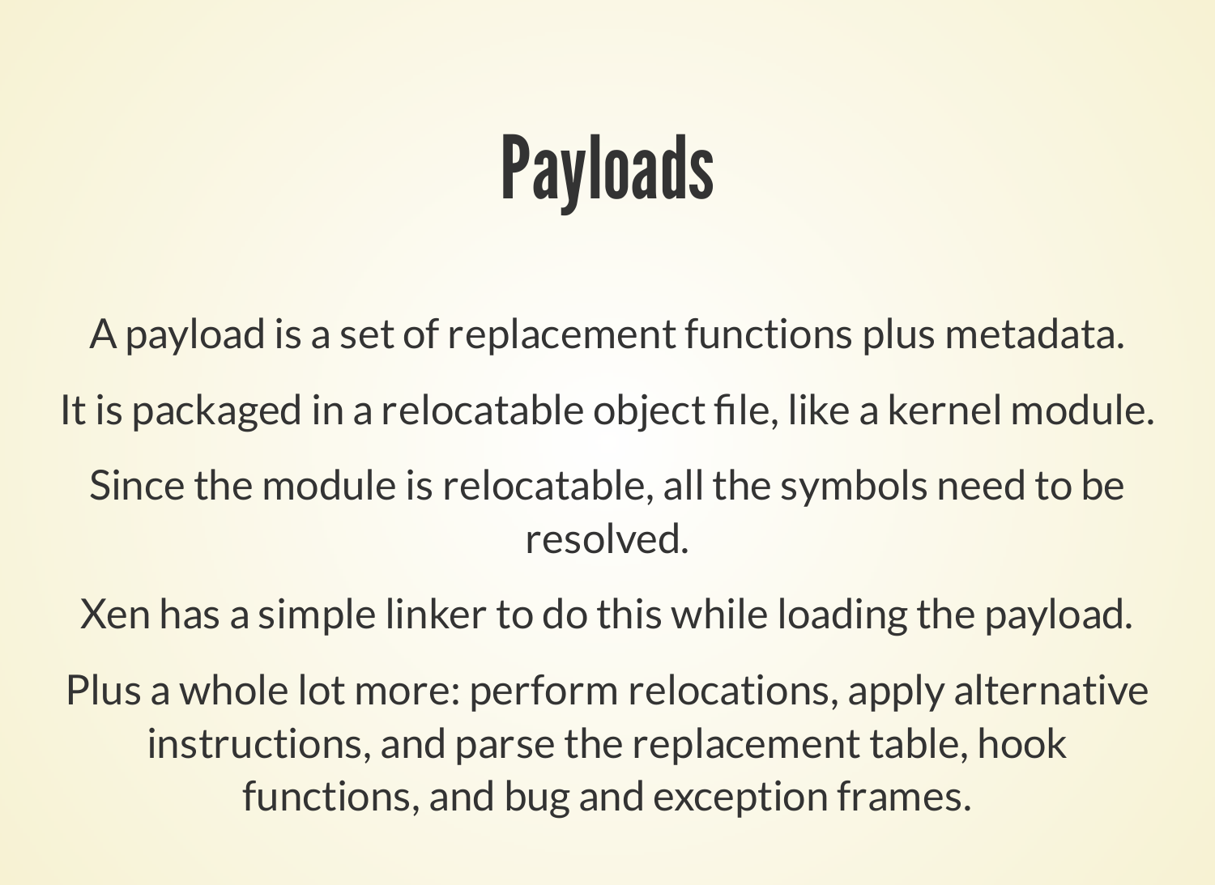# Payloads

A payload is a set of replacement functions plus metadata.

It is packaged in a relocatable object file, like a kernel module.

Since the module is relocatable, all the symbols need to be resolved.

Xen has a simple linker to do this while loading the payload.

Plus a whole lot more: perform relocations, apply alternative instructions, and parse the replacement table, hook functions, and bug and exception frames.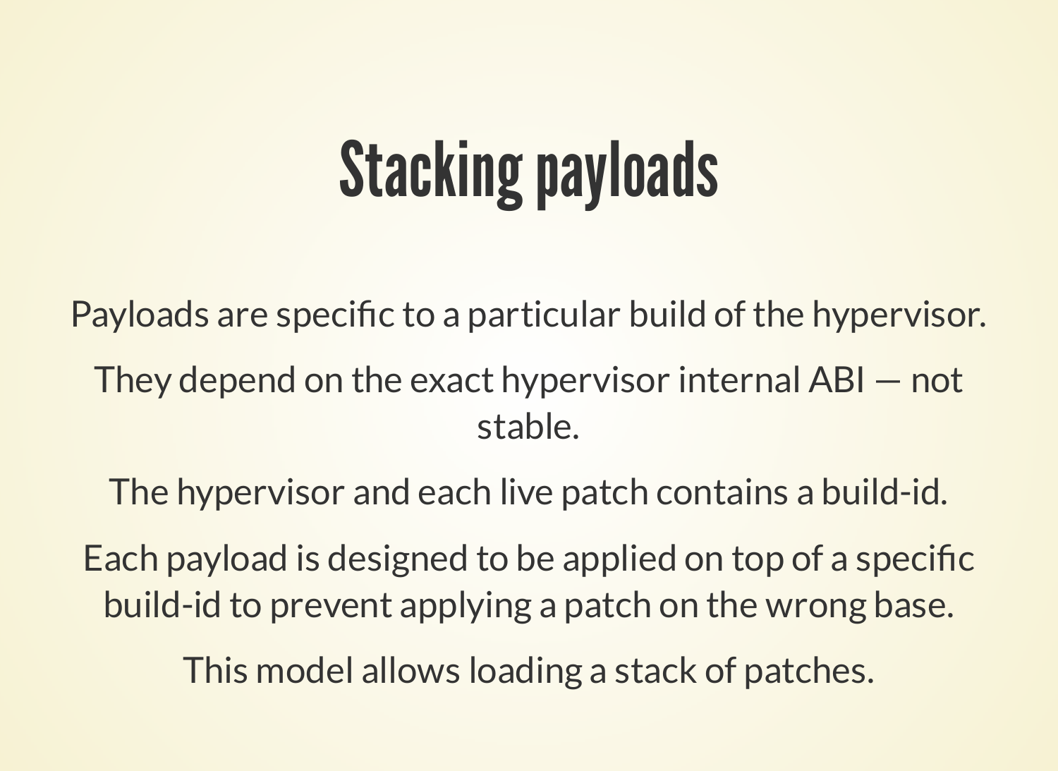# Stacking payloads

Payloads are specific to a particular build of the hypervisor.

They depend on the exact hypervisor internal ABI — not stable.

The hypervisor and each live patch contains a build-id.

Each payload is designed to be applied on top of a specific build-id to prevent applying a patch on the wrong base.

This model allows loading a stack of patches.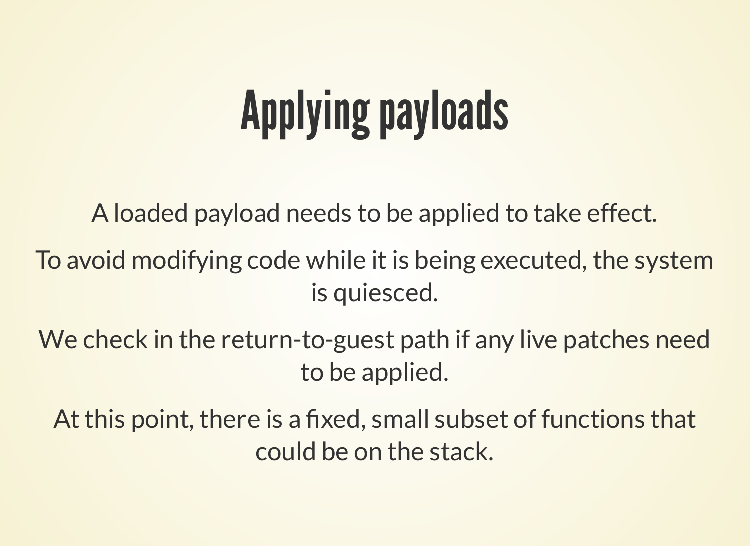# Applying payloads

A loaded payload needs to be applied to take effect.

To avoid modifying code while it is being executed, the system is quiesced.

We check in the return-to-guest path if any live patches need to be applied.

At this point, there is a fixed, small subset of functions that could be on the stack.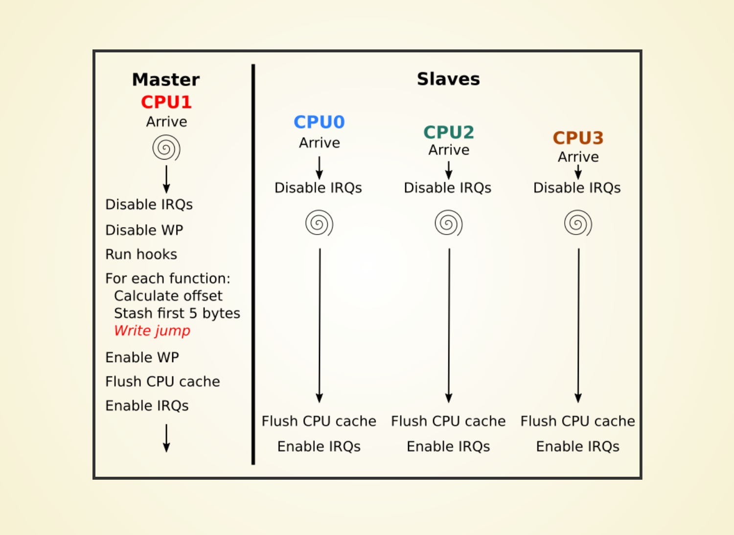**Master**

**CPU1**

Arrive

Disable IRQs

Disable WP

Run hooks

For each function:
- Calculate offset
- Stash first 5 bytes
- *Write jump*

Enable WP

Flush CPU cache

Enable IRQs

**Slaves**

| **CPU0** | **CPU2** | **CPU3** |
| --- | --- | --- |
| Arrive | Arrive | Arrive |
| Disable IRQs | Disable IRQs | Disable IRQs |
| Flush CPU cache | Flush CPU cache | Flush CPU cache |
| Enable IRQs | Enable IRQs | Enable IRQs |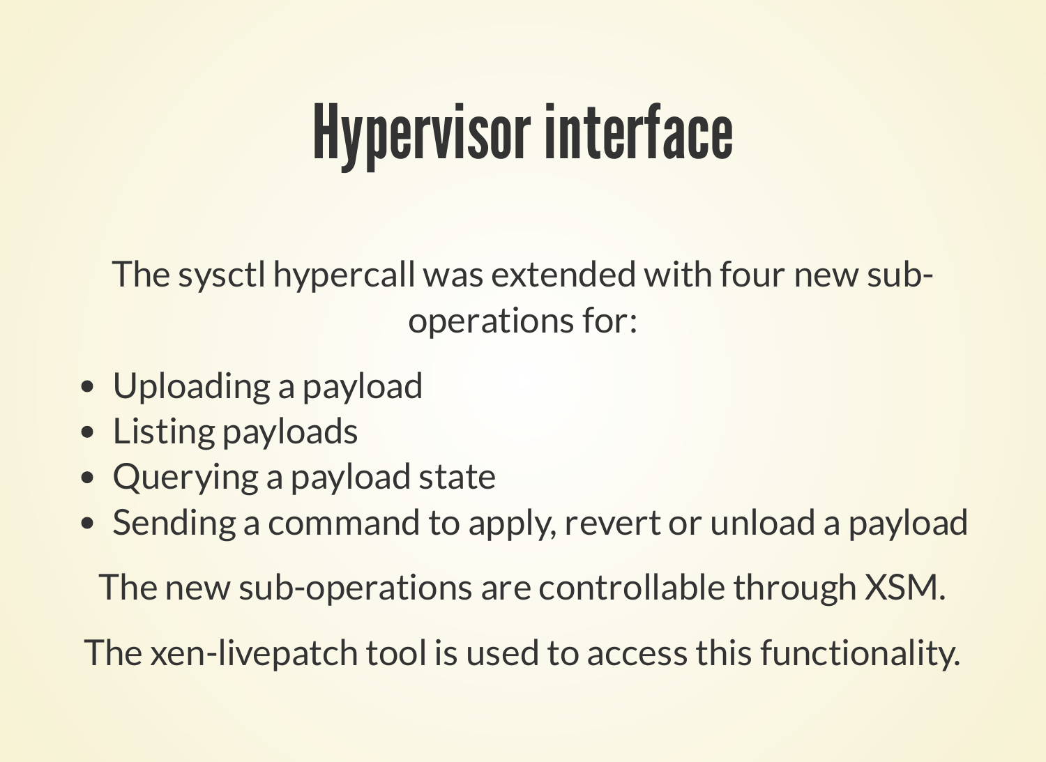# Hypervisor interface

The sysctl hypercall was extended with four new sub-operations for:

- Uploading a payload
- Listing payloads
- Querying a payload state
- Sending a command to apply, revert or unload a payload

The new sub-operations are controllable through XSM.

The xen-livepatch tool is used to access this functionality.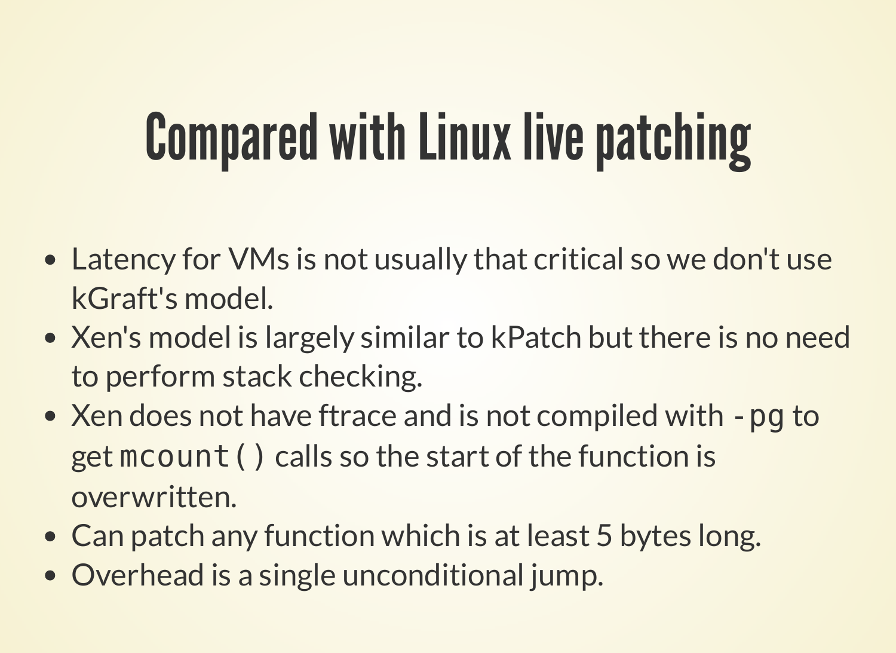# Compared with Linux live patching

- Latency for VMs is not usually that critical so we don't use kGraft's model.
- Xen's model is largely similar to kPatch but there is no need to perform stack checking.
- Xen does not have ftrace and is not compiled with `-pg` to get `mcount()` calls so the start of the function is overwritten.
- Can patch any function which is at least 5 bytes long.
- Overhead is a single unconditional jump.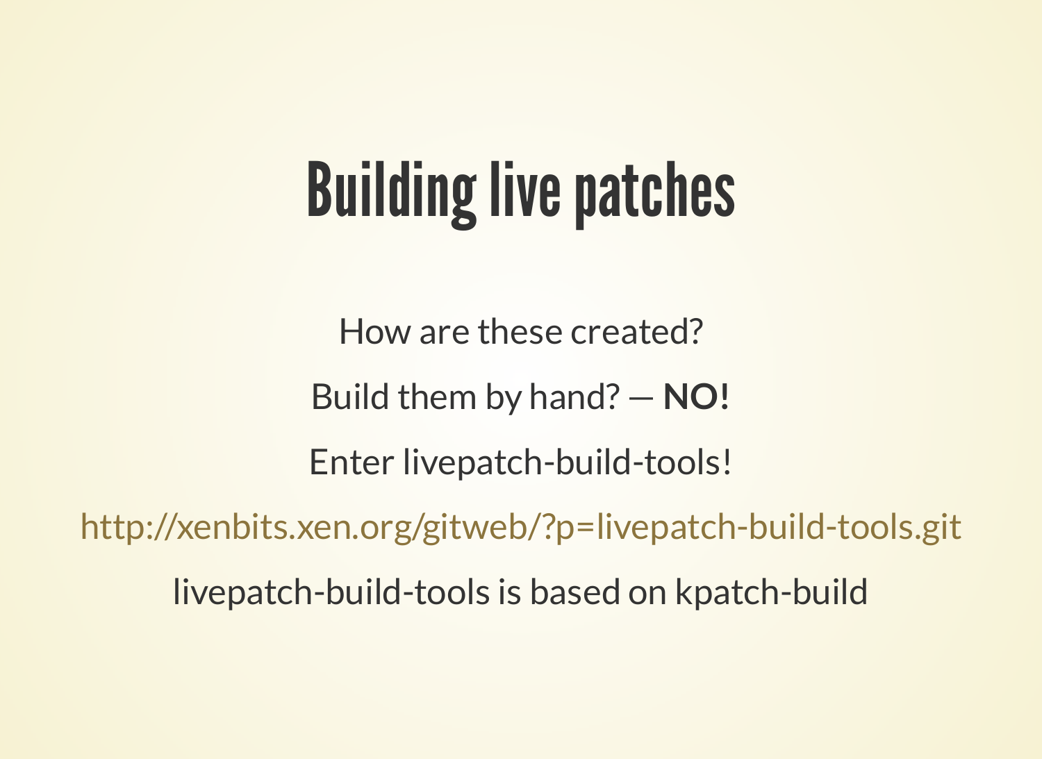# Building live patches

How are these created?

Build them by hand? — **NO!**

Enter livepatch-build-tools!

http://xenbits.xen.org/gitweb/?p=livepatch-build-tools.git

livepatch-build-tools is based on kpatch-build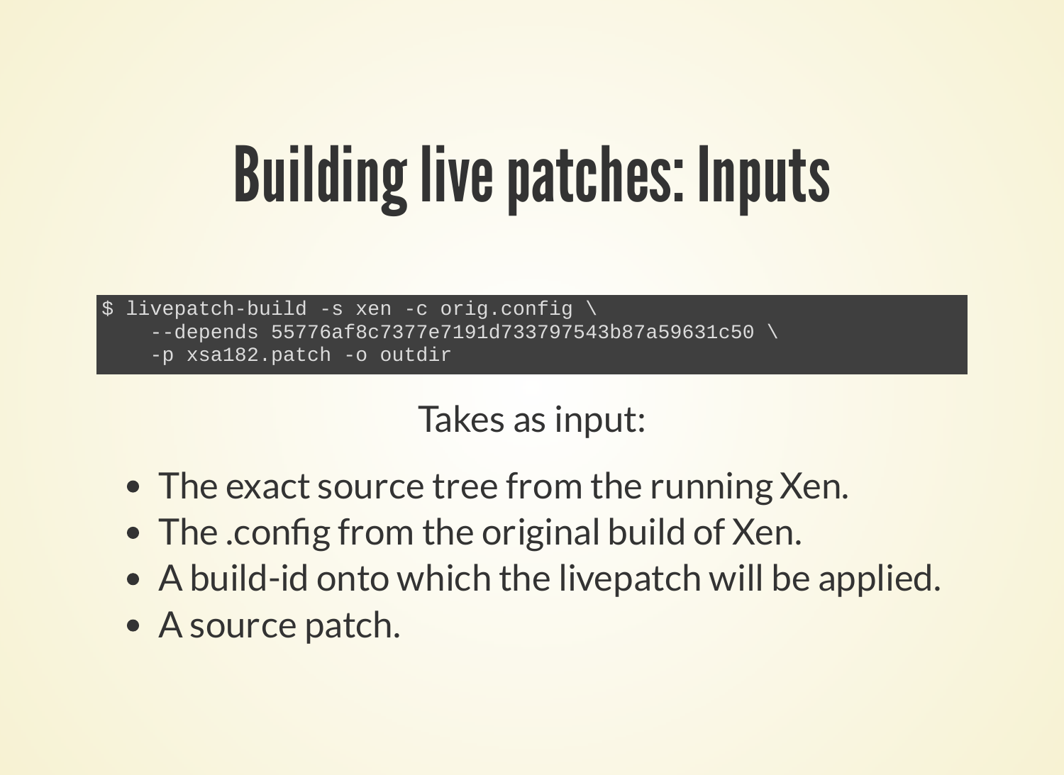# Building live patches: Inputs

```
$ livepatch-build -s xen -c orig.config \
    --depends 55776af8c7377e7191d733797543b87a59631c50 \
    -p xsa182.patch -o outdir
```

Takes as input:

- The exact source tree from the running Xen.
- The .config from the original build of Xen.
- A build-id onto which the livepatch will be applied.
- A source patch.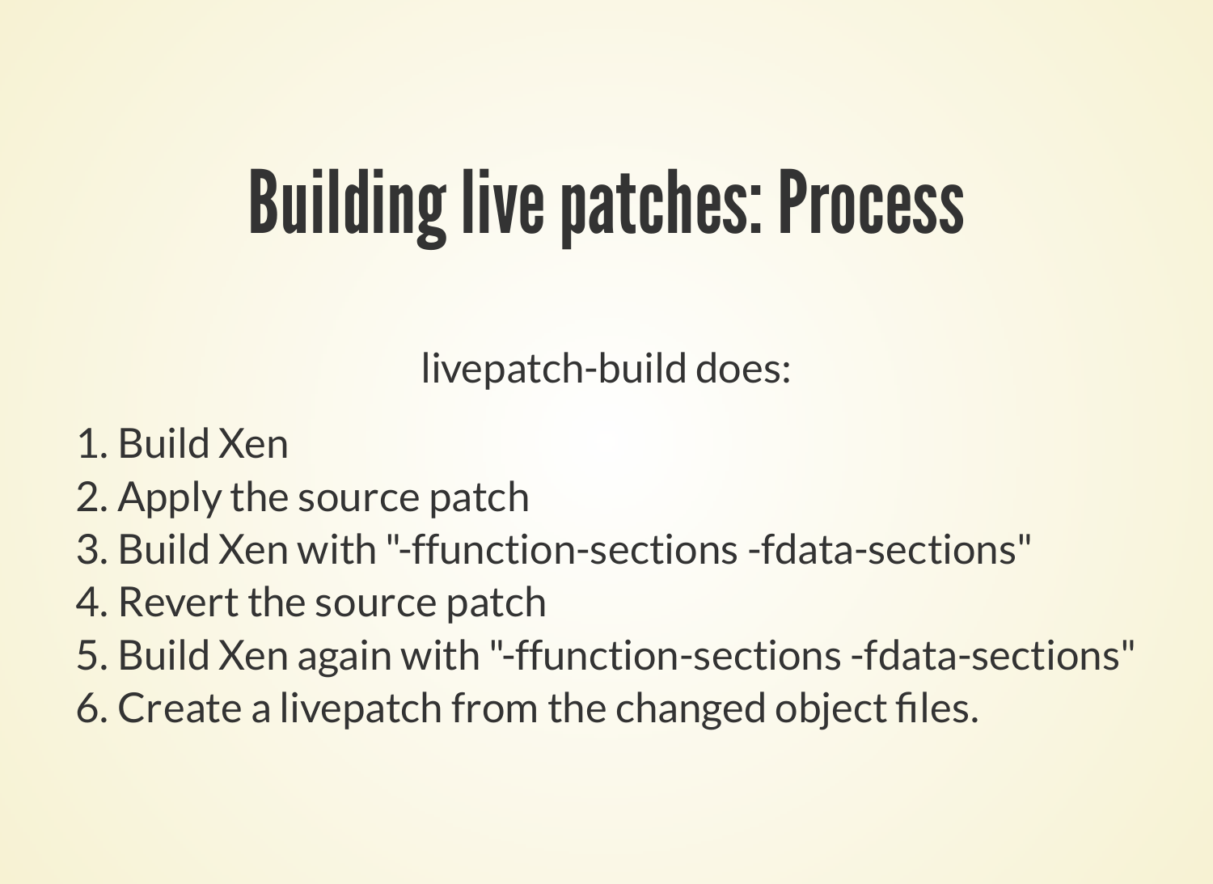# Building live patches: Process

livepatch-build does:

1. Build Xen
2. Apply the source patch
3. Build Xen with "-ffunction-sections -fdata-sections"
4. Revert the source patch
5. Build Xen again with "-ffunction-sections -fdata-sections"
6. Create a livepatch from the changed object files.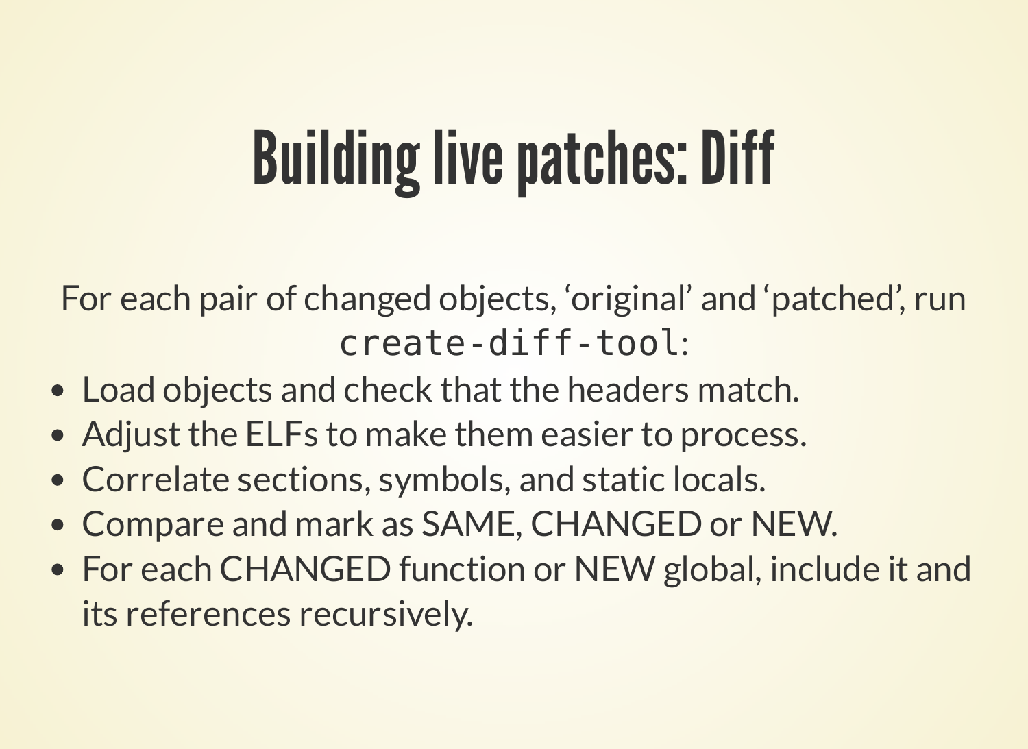# Building live patches: Diff

For each pair of changed objects, 'original' and 'patched', run `create-diff-tool`:

- Load objects and check that the headers match.
- Adjust the ELFs to make them easier to process.
- Correlate sections, symbols, and static locals.
- Compare and mark as SAME, CHANGED or NEW.
- For each CHANGED function or NEW global, include it and its references recursively.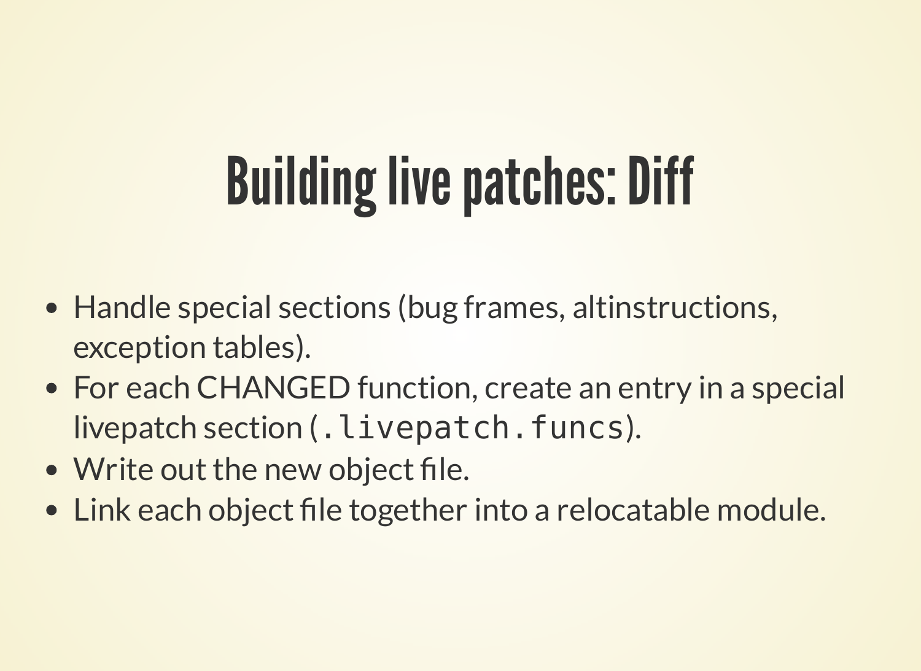# Building live patches: Diff

- Handle special sections (bug frames, altinstructions, exception tables).
- For each CHANGED function, create an entry in a special livepatch section (`.livepatch.funcs`).
- Write out the new object file.
- Link each object file together into a relocatable module.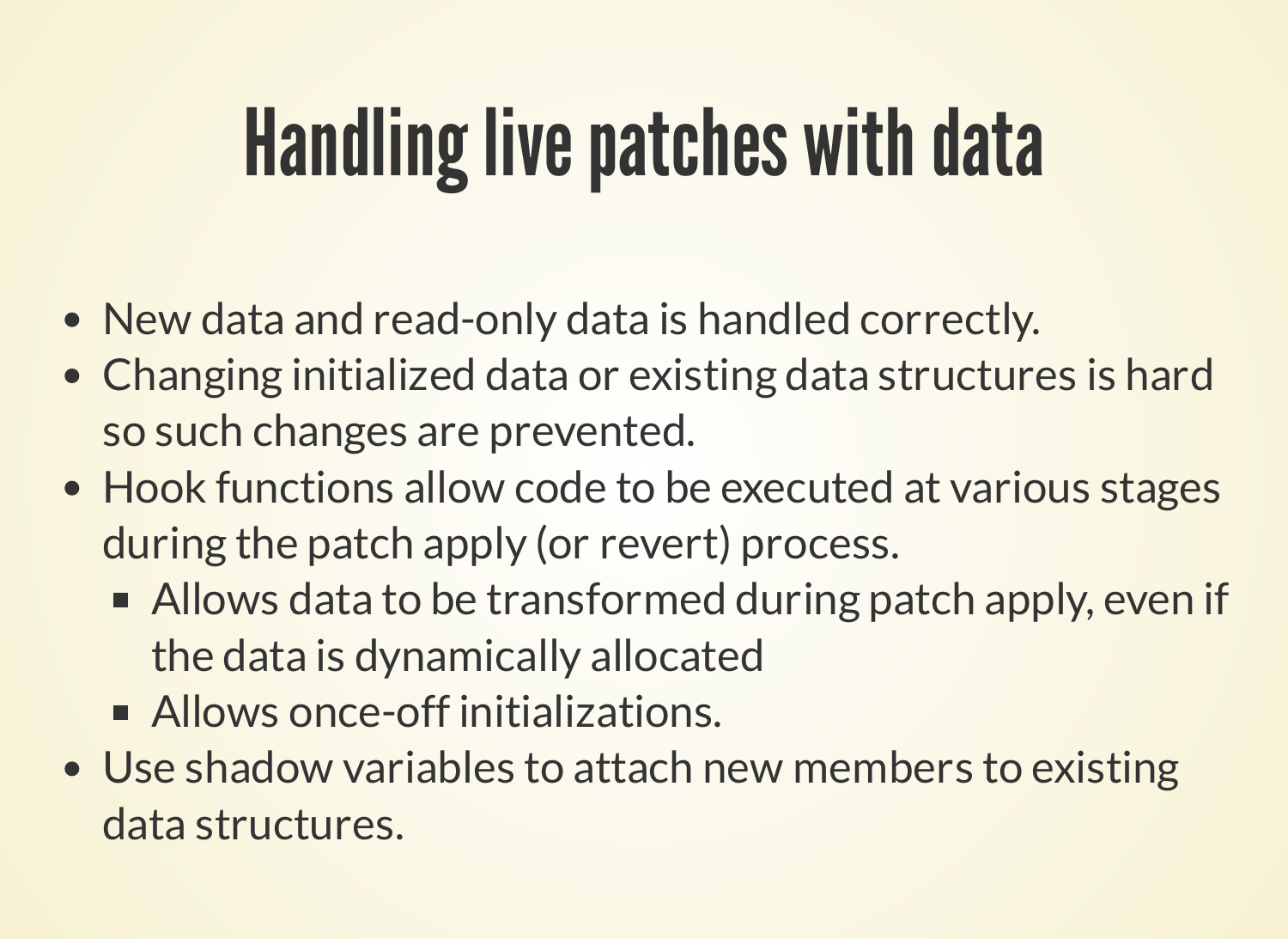# Handling live patches with data

- New data and read-only data is handled correctly.
- Changing initialized data or existing data structures is hard so such changes are prevented.
- Hook functions allow code to be executed at various stages during the patch apply (or revert) process.
  - Allows data to be transformed during patch apply, even if the data is dynamically allocated
  - Allows once-off initializations.
- Use shadow variables to attach new members to existing data structures.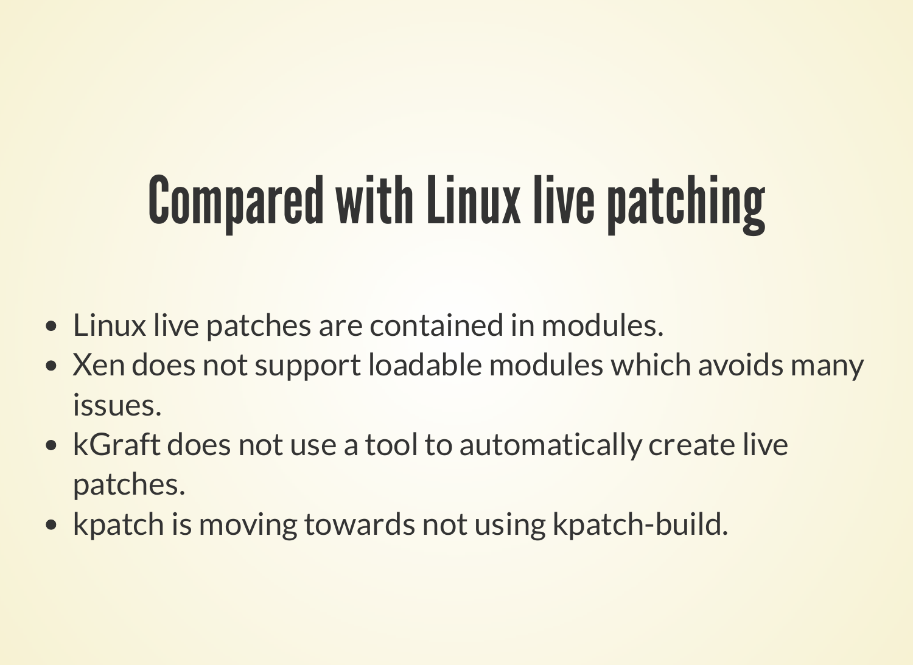# Compared with Linux live patching

- Linux live patches are contained in modules.
- Xen does not support loadable modules which avoids many issues.
- kGraft does not use a tool to automatically create live patches.
- kpatch is moving towards not using kpatch-build.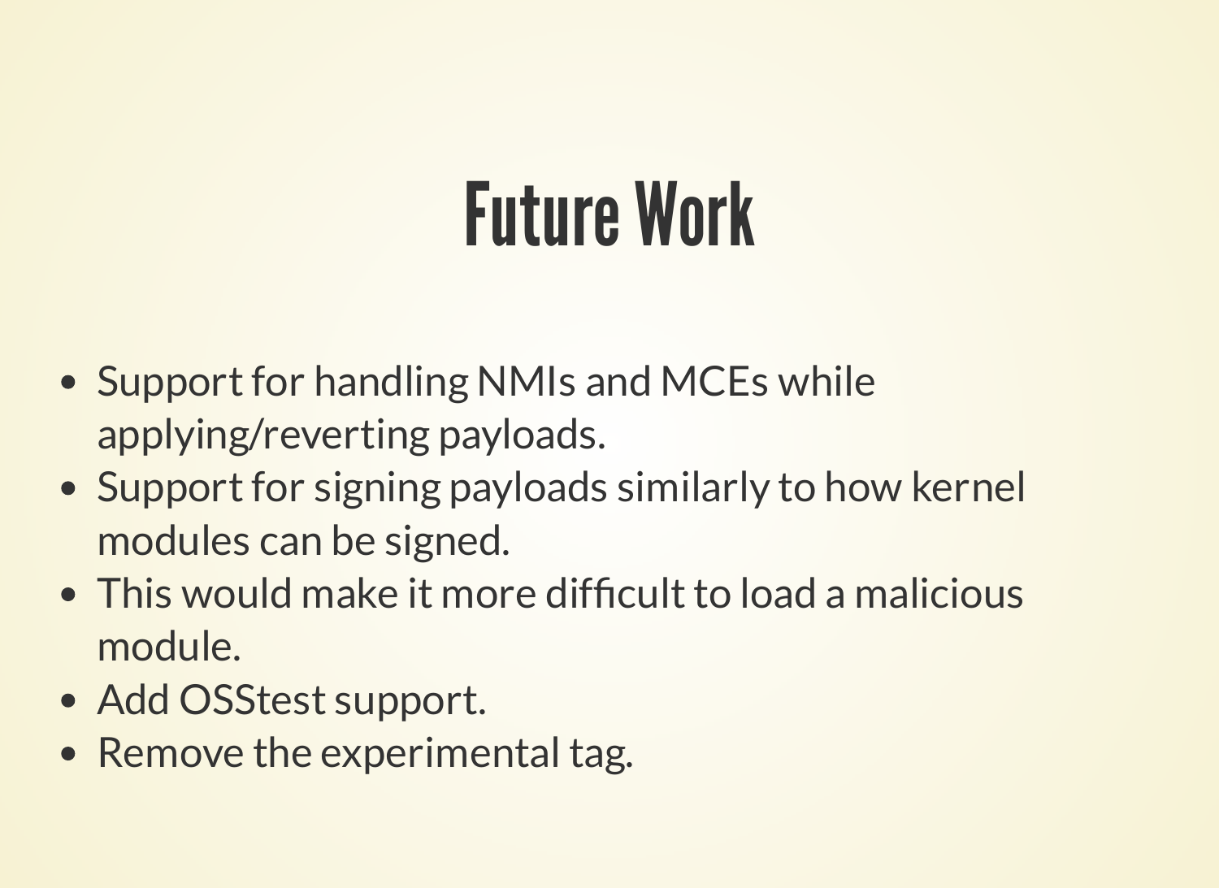# Future Work

- Support for handling NMIs and MCEs while applying/reverting payloads.
- Support for signing payloads similarly to how kernel modules can be signed.
- This would make it more difficult to load a malicious module.
- Add OSStest support.
- Remove the experimental tag.